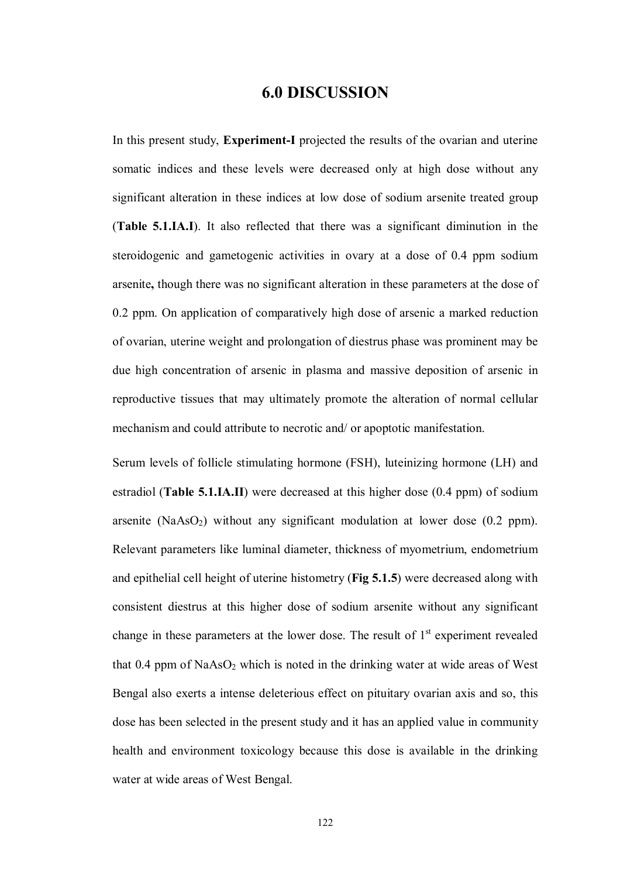# 6.0 DISCUSSION

In this present study, **Experiment-I** projected the results of the ovarian and uterine somatic indices and these levels were decreased only at high dose without any significant alteration in these indices at low dose of sodium arsenite treated group (**Table 5.1.IA.I**). It also reflected that there was a significant diminution in the steroidogenic and gametogenic activities in ovary at a dose of 0.4 ppm sodium arsenite**,** though there was no significant alteration in these parameters at the dose of 0.2 ppm. On application of comparatively high dose of arsenic a marked reduction of ovarian, uterine weight and prolongation of diestrus phase was prominent may be due high concentration of arsenic in plasma and massive deposition of arsenic in reproductive tissues that may ultimately promote the alteration of normal cellular mechanism and could attribute to necrotic and/ or apoptotic manifestation.

Serum levels of follicle stimulating hormone (FSH), luteinizing hormone (LH) and estradiol (**Table 5.1.IA.II**) were decreased at this higher dose (0.4 ppm) of sodium arsenite ($NaAsO_2$) without any significant modulation at lower dose (0.2 ppm). Relevant parameters like luminal diameter, thickness of myometrium, endometrium and epithelial cell height of uterine histometry (**Fig 5.1.5**) were decreased along with consistent diestrus at this higher dose of sodium arsenite without any significant change in these parameters at the lower dose. The result of 1st experiment revealed that 0.4 ppm of $NaAsO_2$ which is noted in the drinking water at wide areas of West Bengal also exerts a intense deleterious effect on pituitary ovarian axis and so, this dose has been selected in the present study and it has an applied value in community health and environment toxicology because this dose is available in the drinking water at wide areas of West Bengal.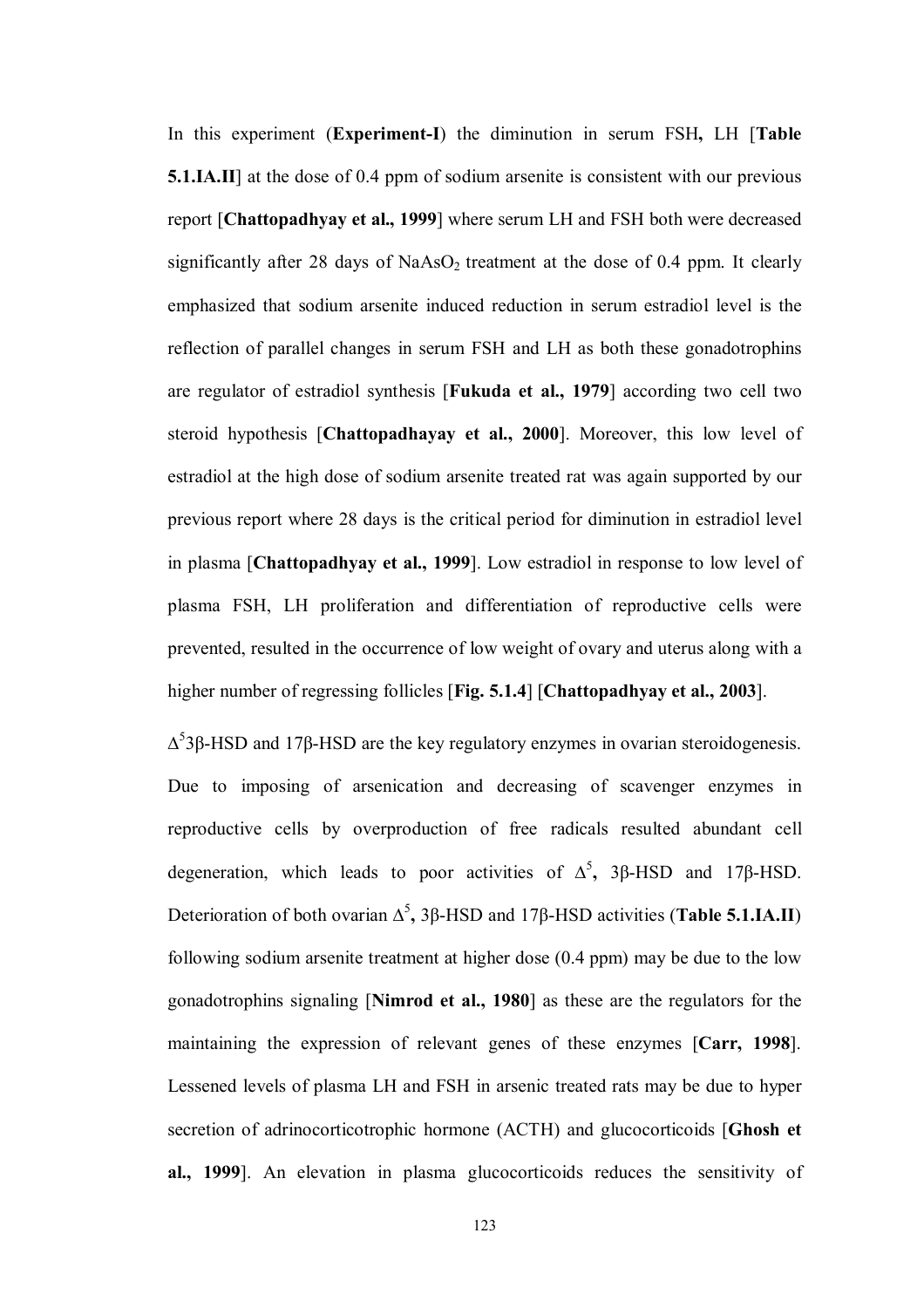In this experiment (**Experiment-I**) the diminution in serum FSH**,** LH [**Table 5.1.IA.II**] at the dose of 0.4 ppm of sodium arsenite is consistent with our previous report [**Chattopadhyay et al., 1999**] where serum LH and FSH both were decreased significantly after 28 days of $NaAsO_2$ treatment at the dose of 0.4 ppm. It clearly emphasized that sodium arsenite induced reduction in serum estradiol level is the reflection of parallel changes in serum FSH and LH as both these gonadotrophins are regulator of estradiol synthesis [**Fukuda et al., 1979**] according two cell two steroid hypothesis [**Chattopadhayay et al., 2000**]. Moreover, this low level of estradiol at the high dose of sodium arsenite treated rat was again supported by our previous report where 28 days is the critical period for diminution in estradiol level in plasma [**Chattopadhyay et al., 1999**]. Low estradiol in response to low level of plasma FSH, LH proliferation and differentiation of reproductive cells were prevented, resulted in the occurrence of low weight of ovary and uterus along with a higher number of regressing follicles [**Fig. 5.1.4**] [**Chattopadhyay et al., 2003**].

$\Delta^5$3β-HSD and 17β-HSD are the key regulatory enzymes in ovarian steroidogenesis. Due to imposing of arsenication and decreasing of scavenger enzymes in reproductive cells by overproduction of free radicals resulted abundant cell degeneration, which leads to poor activities of $\Delta^5$**,** 3β-HSD and 17β-HSD. Deterioration of both ovarian $\Delta^5$**,** 3β-HSD and 17β-HSD activities (**Table 5.1.IA.II**) following sodium arsenite treatment at higher dose (0.4 ppm) may be due to the low gonadotrophins signaling [**Nimrod et al., 1980**] as these are the regulators for the maintaining the expression of relevant genes of these enzymes [**Carr, 1998**]. Lessened levels of plasma LH and FSH in arsenic treated rats may be due to hyper secretion of adrinocorticotrophic hormone (ACTH) and glucocorticoids [**Ghosh et al., 1999**]. An elevation in plasma glucocorticoids reduces the sensitivity of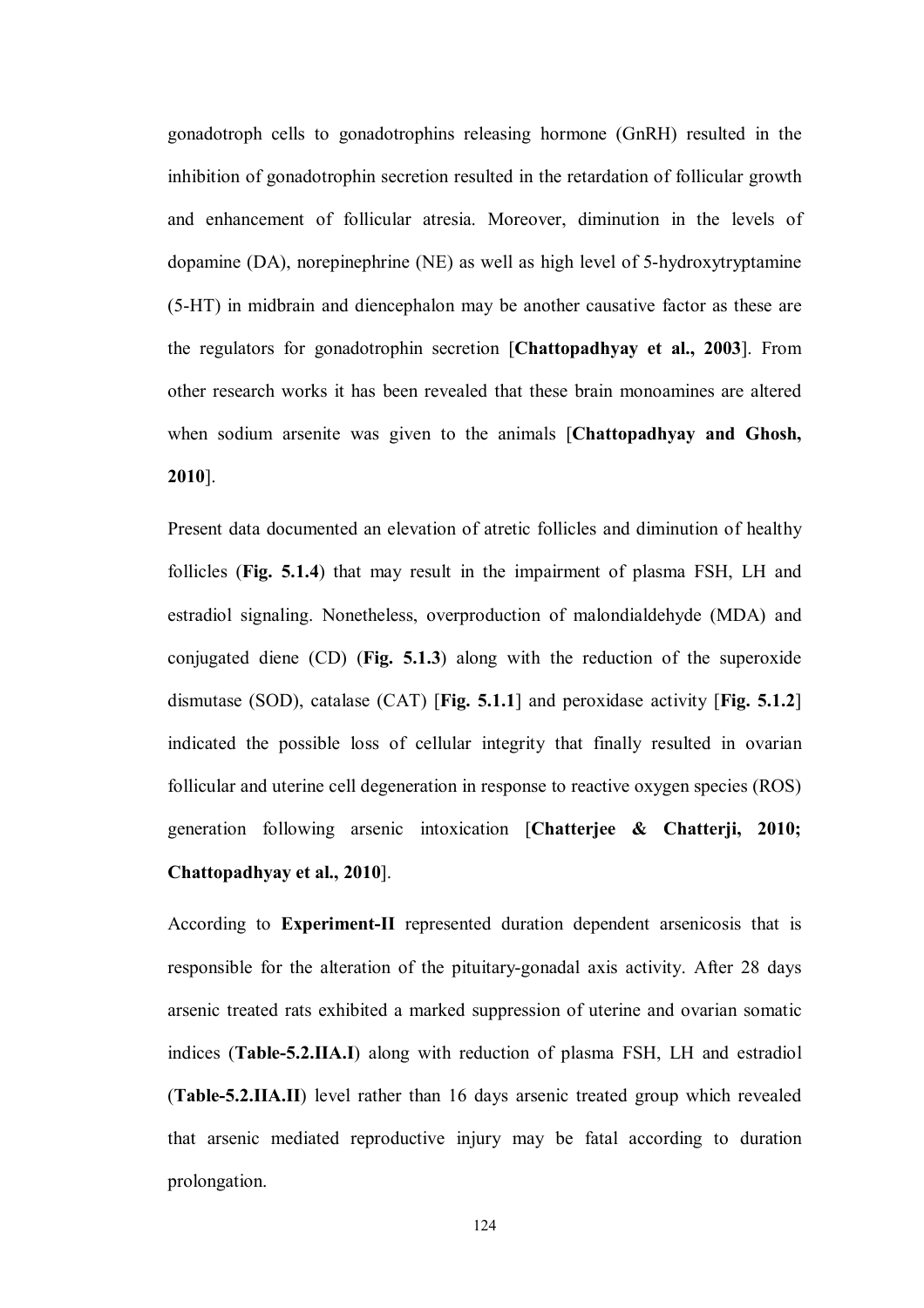gonadotroph cells to gonadotrophins releasing hormone (GnRH) resulted in the inhibition of gonadotrophin secretion resulted in the retardation of follicular growth and enhancement of follicular atresia. Moreover, diminution in the levels of dopamine (DA), norepinephrine (NE) as well as high level of 5-hydroxytryptamine (5-HT) in midbrain and diencephalon may be another causative factor as these are the regulators for gonadotrophin secretion [**Chattopadhyay et al., 2003**]. From other research works it has been revealed that these brain monoamines are altered when sodium arsenite was given to the animals [**Chattopadhyay and Ghosh, 2010**].

Present data documented an elevation of atretic follicles and diminution of healthy follicles (**Fig. 5.1.4**) that may result in the impairment of plasma FSH, LH and estradiol signaling. Nonetheless, overproduction of malondialdehyde (MDA) and conjugated diene (CD) (**Fig. 5.1.3**) along with the reduction of the superoxide dismutase (SOD), catalase (CAT) [**Fig. 5.1.1**] and peroxidase activity [**Fig. 5.1.2**] indicated the possible loss of cellular integrity that finally resulted in ovarian follicular and uterine cell degeneration in response to reactive oxygen species (ROS) generation following arsenic intoxication [**Chatterjee & Chatterji, 2010; Chattopadhyay et al., 2010**].

According to **Experiment-II** represented duration dependent arsenicosis that is responsible for the alteration of the pituitary-gonadal axis activity. After 28 days arsenic treated rats exhibited a marked suppression of uterine and ovarian somatic indices (**Table-5.2.IIA.I**) along with reduction of plasma FSH, LH and estradiol (**Table-5.2.IIA.II**) level rather than 16 days arsenic treated group which revealed that arsenic mediated reproductive injury may be fatal according to duration prolongation.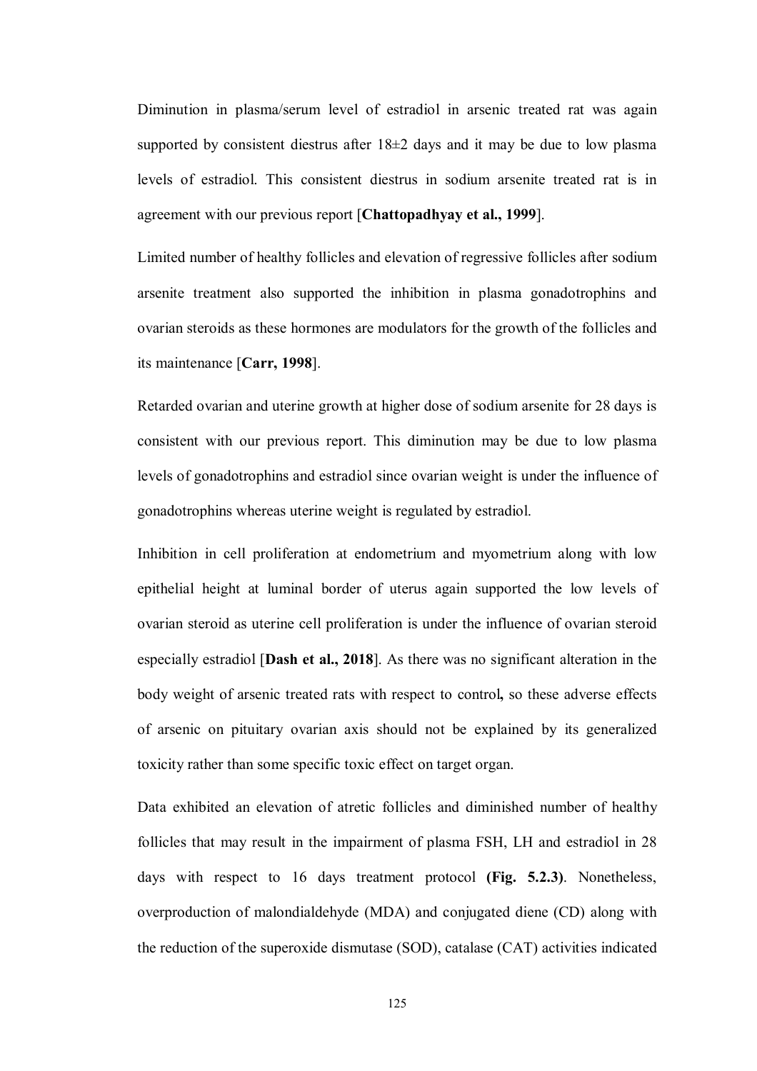Diminution in plasma/serum level of estradiol in arsenic treated rat was again supported by consistent diestrus after 18±2 days and it may be due to low plasma levels of estradiol. This consistent diestrus in sodium arsenite treated rat is in agreement with our previous report [**Chattopadhyay et al., 1999**].

Limited number of healthy follicles and elevation of regressive follicles after sodium arsenite treatment also supported the inhibition in plasma gonadotrophins and ovarian steroids as these hormones are modulators for the growth of the follicles and its maintenance [**Carr, 1998**].

Retarded ovarian and uterine growth at higher dose of sodium arsenite for 28 days is consistent with our previous report. This diminution may be due to low plasma levels of gonadotrophins and estradiol since ovarian weight is under the influence of gonadotrophins whereas uterine weight is regulated by estradiol.

Inhibition in cell proliferation at endometrium and myometrium along with low epithelial height at luminal border of uterus again supported the low levels of ovarian steroid as uterine cell proliferation is under the influence of ovarian steroid especially estradiol [**Dash et al., 2018**]. As there was no significant alteration in the body weight of arsenic treated rats with respect to control**,** so these adverse effects of arsenic on pituitary ovarian axis should not be explained by its generalized toxicity rather than some specific toxic effect on target organ.

Data exhibited an elevation of atretic follicles and diminished number of healthy follicles that may result in the impairment of plasma FSH, LH and estradiol in 28 days with respect to 16 days treatment protocol **(Fig. 5.2.3)**. Nonetheless, overproduction of malondialdehyde (MDA) and conjugated diene (CD) along with the reduction of the superoxide dismutase (SOD), catalase (CAT) activities indicated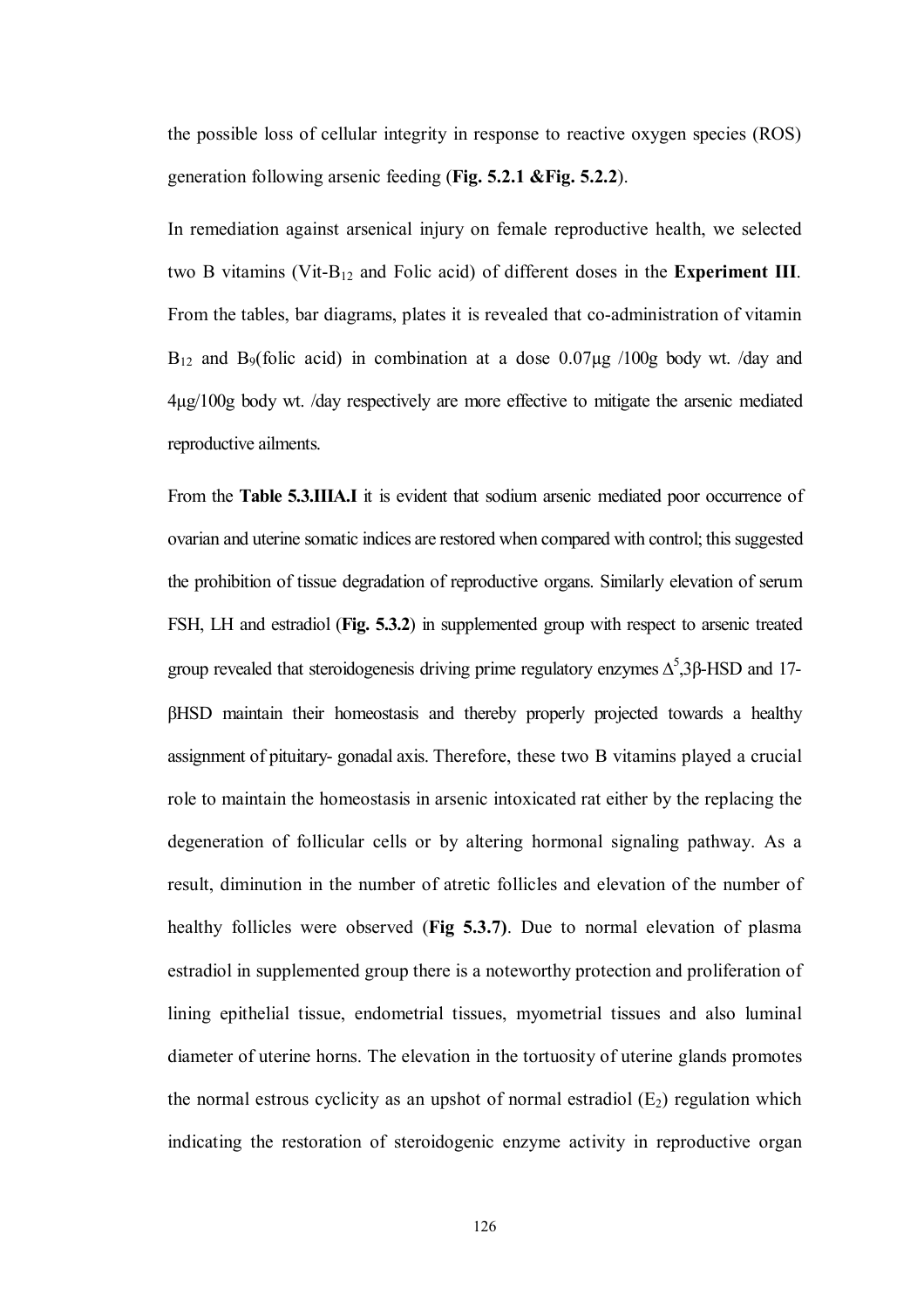the possible loss of cellular integrity in response to reactive oxygen species (ROS) generation following arsenic feeding (**Fig. 5.2.1 &Fig. 5.2.2**).

In remediation against arsenical injury on female reproductive health, we selected two B vitamins (Vit-$B_{12}$ and Folic acid) of different doses in the **Experiment III**. From the tables, bar diagrams, plates it is revealed that co-administration of vitamin $B_{12}$ and $B_9$(folic acid) in combination at a dose 0.07μg /100g body wt. /day and 4μg/100g body wt. /day respectively are more effective to mitigate the arsenic mediated reproductive ailments.

From the **Table 5.3.IIIA.I** it is evident that sodium arsenic mediated poor occurrence of ovarian and uterine somatic indices are restored when compared with control; this suggested the prohibition of tissue degradation of reproductive organs. Similarly elevation of serum FSH, LH and estradiol (**Fig. 5.3.2**) in supplemented group with respect to arsenic treated group revealed that steroidogenesis driving prime regulatory enzymes $\Delta^5$,3β-HSD and 17-βHSD maintain their homeostasis and thereby properly projected towards a healthy assignment of pituitary- gonadal axis. Therefore, these two B vitamins played a crucial role to maintain the homeostasis in arsenic intoxicated rat either by the replacing the degeneration of follicular cells or by altering hormonal signaling pathway. As a result, diminution in the number of atretic follicles and elevation of the number of healthy follicles were observed (**Fig 5.3.7)**. Due to normal elevation of plasma estradiol in supplemented group there is a noteworthy protection and proliferation of lining epithelial tissue, endometrial tissues, myometrial tissues and also luminal diameter of uterine horns. The elevation in the tortuosity of uterine glands promotes the normal estrous cyclicity as an upshot of normal estradiol ($E_2$) regulation which indicating the restoration of steroidogenic enzyme activity in reproductive organ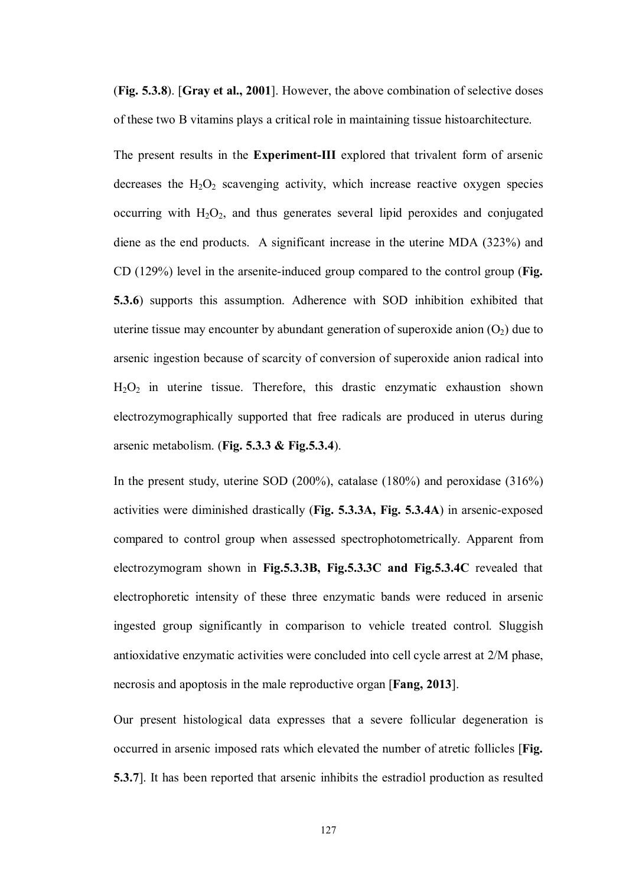(**Fig. 5.3.8**). [**Gray et al., 2001**]. However, the above combination of selective doses of these two B vitamins plays a critical role in maintaining tissue histoarchitecture.

The present results in the **Experiment-III** explored that trivalent form of arsenic decreases the $H_2O_2$ scavenging activity, which increase reactive oxygen species occurring with $H_2O_2$, and thus generates several lipid peroxides and conjugated diene as the end products. A significant increase in the uterine MDA (323%) and CD (129%) level in the arsenite-induced group compared to the control group (**Fig. 5.3.6**) supports this assumption. Adherence with SOD inhibition exhibited that uterine tissue may encounter by abundant generation of superoxide anion ($O_2$) due to arsenic ingestion because of scarcity of conversion of superoxide anion radical into $H_2O_2$ in uterine tissue. Therefore, this drastic enzymatic exhaustion shown electrozymographically supported that free radicals are produced in uterus during arsenic metabolism. (**Fig. 5.3.3 & Fig.5.3.4**).

In the present study, uterine SOD (200%), catalase (180%) and peroxidase (316%) activities were diminished drastically (**Fig. 5.3.3A, Fig. 5.3.4A**) in arsenic-exposed compared to control group when assessed spectrophotometrically. Apparent from electrozymogram shown in **Fig.5.3.3B, Fig.5.3.3C and Fig.5.3.4C** revealed that electrophoretic intensity of these three enzymatic bands were reduced in arsenic ingested group significantly in comparison to vehicle treated control. Sluggish antioxidative enzymatic activities were concluded into cell cycle arrest at 2/M phase, necrosis and apoptosis in the male reproductive organ [**Fang, 2013**].

Our present histological data expresses that a severe follicular degeneration is occurred in arsenic imposed rats which elevated the number of atretic follicles [**Fig. 5.3.7**]. It has been reported that arsenic inhibits the estradiol production as resulted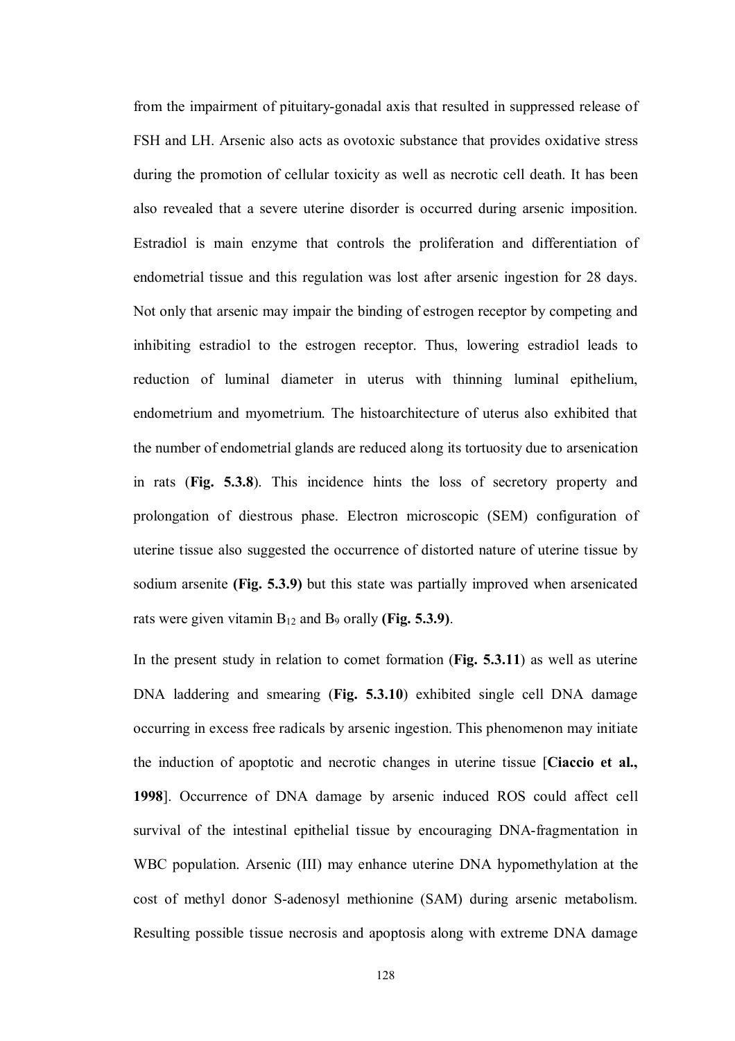from the impairment of pituitary-gonadal axis that resulted in suppressed release of FSH and LH. Arsenic also acts as ovotoxic substance that provides oxidative stress during the promotion of cellular toxicity as well as necrotic cell death. It has been also revealed that a severe uterine disorder is occurred during arsenic imposition. Estradiol is main enzyme that controls the proliferation and differentiation of endometrial tissue and this regulation was lost after arsenic ingestion for 28 days. Not only that arsenic may impair the binding of estrogen receptor by competing and inhibiting estradiol to the estrogen receptor. Thus, lowering estradiol leads to reduction of luminal diameter in uterus with thinning luminal epithelium, endometrium and myometrium. The histoarchitecture of uterus also exhibited that the number of endometrial glands are reduced along its tortuosity due to arsenication in rats (**Fig. 5.3.8**). This incidence hints the loss of secretory property and prolongation of diestrous phase. Electron microscopic (SEM) configuration of uterine tissue also suggested the occurrence of distorted nature of uterine tissue by sodium arsenite **(Fig. 5.3.9)** but this state was partially improved when arsenicated rats were given vitamin $B_{12}$ and $B_9$ orally **(Fig. 5.3.9)**.

In the present study in relation to comet formation (**Fig. 5.3.11**) as well as uterine DNA laddering and smearing (**Fig. 5.3.10**) exhibited single cell DNA damage occurring in excess free radicals by arsenic ingestion. This phenomenon may initiate the induction of apoptotic and necrotic changes in uterine tissue [**Ciaccio et al., 1998**]. Occurrence of DNA damage by arsenic induced ROS could affect cell survival of the intestinal epithelial tissue by encouraging DNA-fragmentation in WBC population. Arsenic (III) may enhance uterine DNA hypomethylation at the cost of methyl donor S-adenosyl methionine (SAM) during arsenic metabolism. Resulting possible tissue necrosis and apoptosis along with extreme DNA damage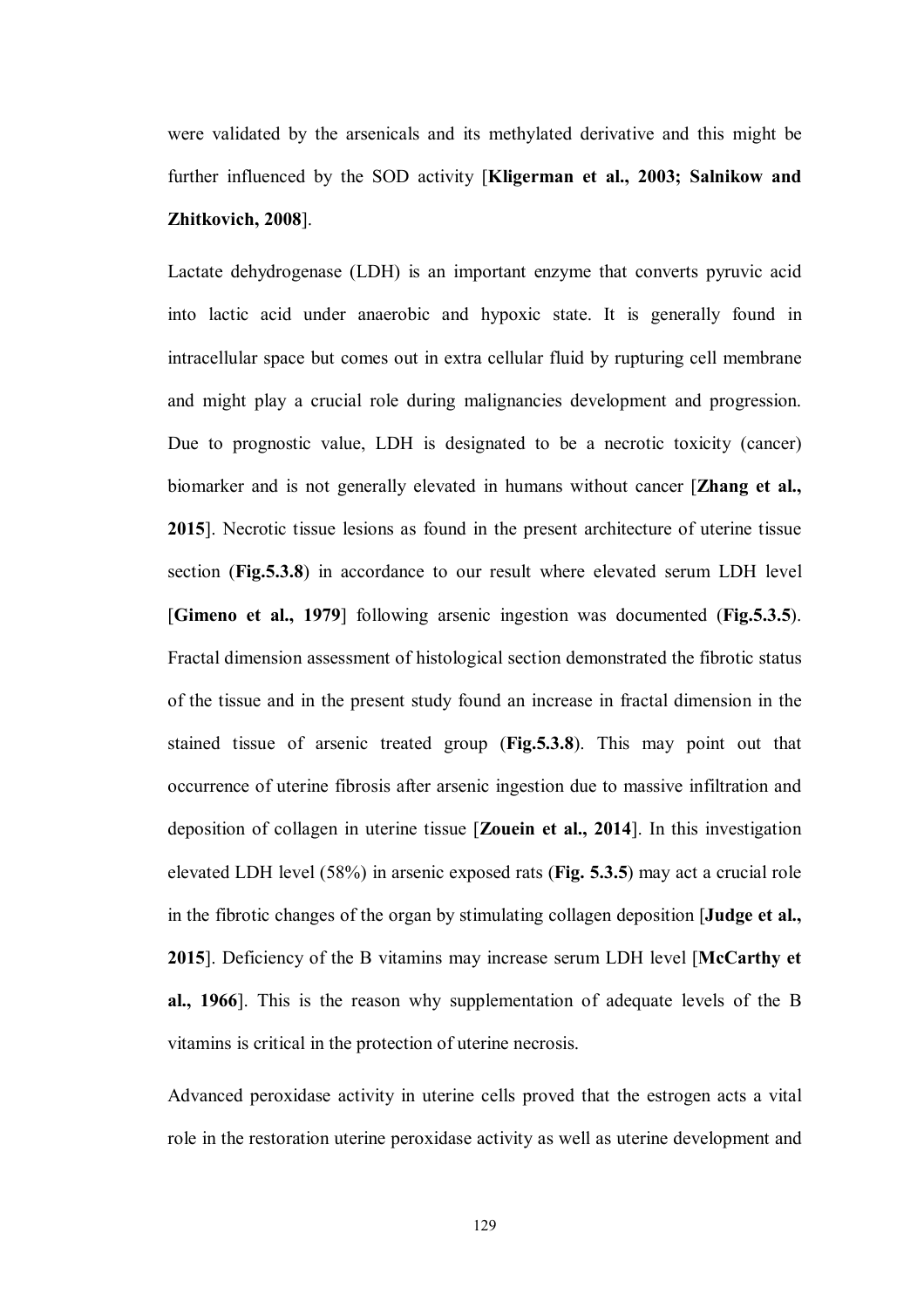were validated by the arsenicals and its methylated derivative and this might be further influenced by the SOD activity [**Kligerman et al., 2003; Salnikow and Zhitkovich, 2008**].

Lactate dehydrogenase (LDH) is an important enzyme that converts pyruvic acid into lactic acid under anaerobic and hypoxic state. It is generally found in intracellular space but comes out in extra cellular fluid by rupturing cell membrane and might play a crucial role during malignancies development and progression. Due to prognostic value, LDH is designated to be a necrotic toxicity (cancer) biomarker and is not generally elevated in humans without cancer [**Zhang et al., 2015**]. Necrotic tissue lesions as found in the present architecture of uterine tissue section (**Fig.5.3.8**) in accordance to our result where elevated serum LDH level [**Gimeno et al., 1979**] following arsenic ingestion was documented (**Fig.5.3.5**). Fractal dimension assessment of histological section demonstrated the fibrotic status of the tissue and in the present study found an increase in fractal dimension in the stained tissue of arsenic treated group (**Fig.5.3.8**). This may point out that occurrence of uterine fibrosis after arsenic ingestion due to massive infiltration and deposition of collagen in uterine tissue [**Zouein et al., 2014**]. In this investigation elevated LDH level (58%) in arsenic exposed rats (**Fig. 5.3.5**) may act a crucial role in the fibrotic changes of the organ by stimulating collagen deposition [**Judge et al., 2015**]. Deficiency of the B vitamins may increase serum LDH level [**McCarthy et al., 1966**]. This is the reason why supplementation of adequate levels of the B vitamins is critical in the protection of uterine necrosis.

Advanced peroxidase activity in uterine cells proved that the estrogen acts a vital role in the restoration uterine peroxidase activity as well as uterine development and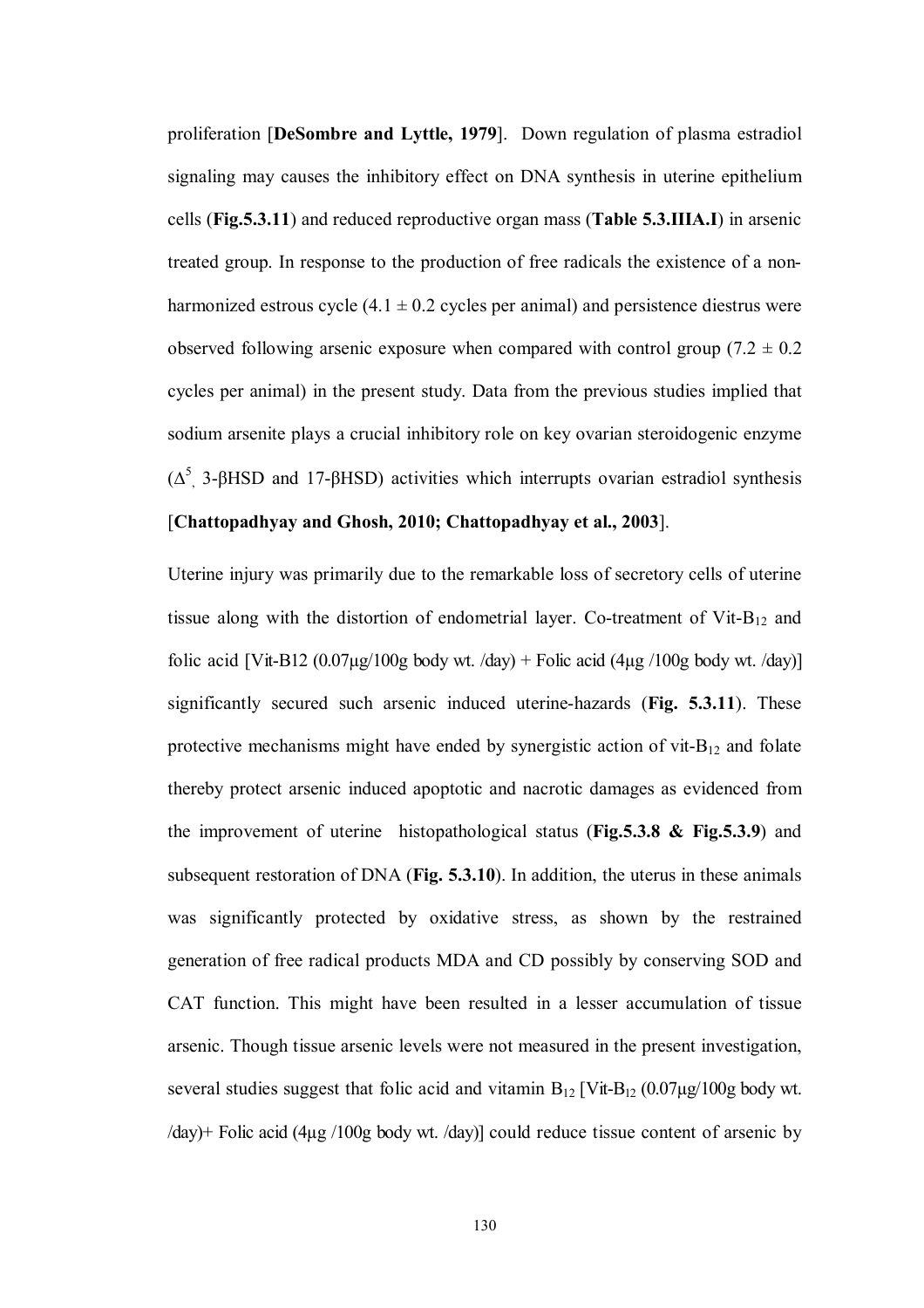proliferation [**DeSombre and Lyttle, 1979**]. Down regulation of plasma estradiol signaling may causes the inhibitory effect on DNA synthesis in uterine epithelium cells (**Fig.5.3.11**) and reduced reproductive organ mass (**Table 5.3.IIIA.I**) in arsenic treated group. In response to the production of free radicals the existence of a non-harmonized estrous cycle ($4.1 \pm 0.2$ cycles per animal) and persistence diestrus were observed following arsenic exposure when compared with control group ($7.2 \pm 0.2$ cycles per animal) in the present study. Data from the previous studies implied that sodium arsenite plays a crucial inhibitory role on key ovarian steroidogenic enzyme ($\Delta^5$, 3-βHSD and 17-βHSD) activities which interrupts ovarian estradiol synthesis [**Chattopadhyay and Ghosh, 2010; Chattopadhyay et al., 2003**].

Uterine injury was primarily due to the remarkable loss of secretory cells of uterine tissue along with the distortion of endometrial layer. Co-treatment of Vit-$B_{12}$ and folic acid [Vit-B12 (0.07μg/100g body wt. /day) + Folic acid (4μg /100g body wt. /day)] significantly secured such arsenic induced uterine-hazards (**Fig. 5.3.11**). These protective mechanisms might have ended by synergistic action of vit-$B_{12}$ and folate thereby protect arsenic induced apoptotic and nacrotic damages as evidenced from the improvement of uterine histopathological status (**Fig.5.3.8 & Fig.5.3.9**) and subsequent restoration of DNA (**Fig. 5.3.10**). In addition, the uterus in these animals was significantly protected by oxidative stress, as shown by the restrained generation of free radical products MDA and CD possibly by conserving SOD and CAT function. This might have been resulted in a lesser accumulation of tissue arsenic. Though tissue arsenic levels were not measured in the present investigation, several studies suggest that folic acid and vitamin $B_{12}$ [Vit-$B_{12}$ (0.07μg/100g body wt. /day)+ Folic acid (4μg /100g body wt. /day)] could reduce tissue content of arsenic by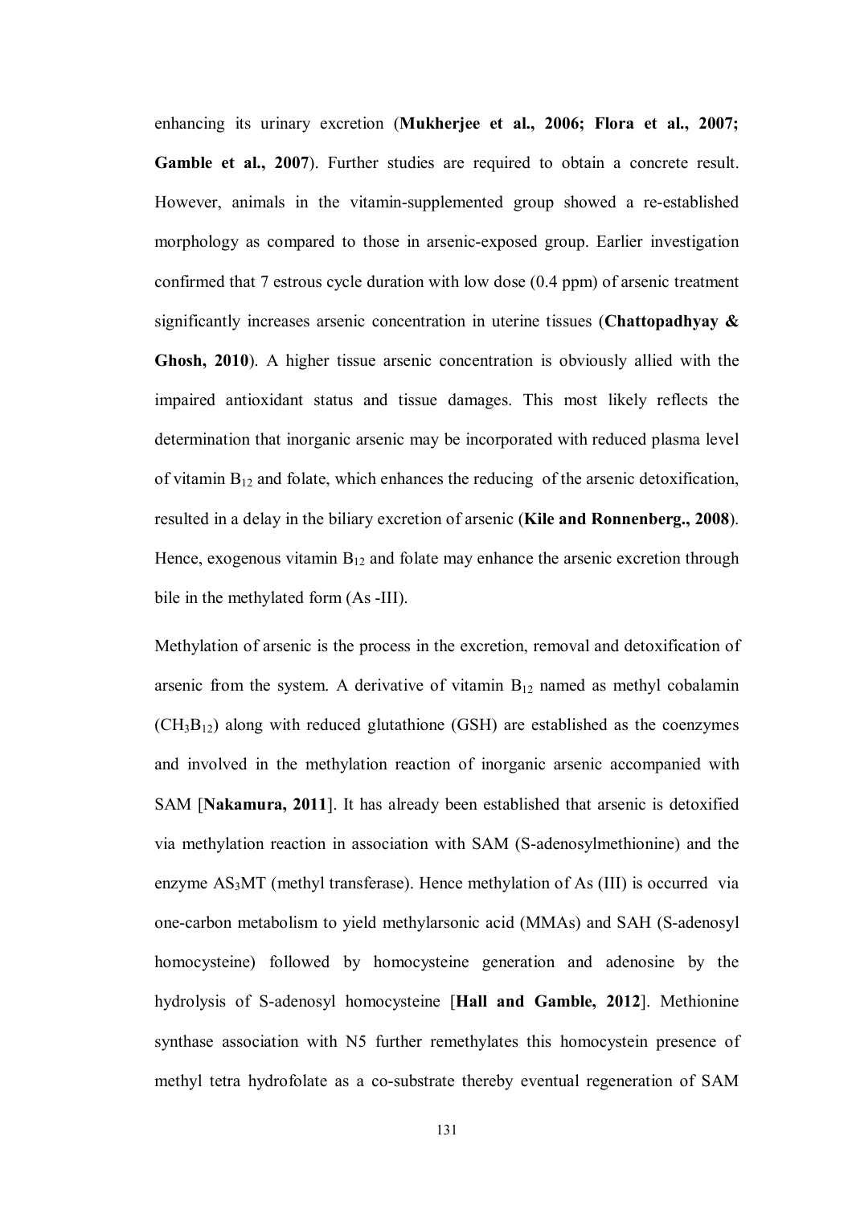enhancing its urinary excretion (**Mukherjee et al., 2006; Flora et al., 2007; Gamble et al., 2007**). Further studies are required to obtain a concrete result. However, animals in the vitamin-supplemented group showed a re-established morphology as compared to those in arsenic-exposed group. Earlier investigation confirmed that 7 estrous cycle duration with low dose (0.4 ppm) of arsenic treatment significantly increases arsenic concentration in uterine tissues (**Chattopadhyay & Ghosh, 2010**). A higher tissue arsenic concentration is obviously allied with the impaired antioxidant status and tissue damages. This most likely reflects the determination that inorganic arsenic may be incorporated with reduced plasma level of vitamin $B_{12}$ and folate, which enhances the reducing of the arsenic detoxification, resulted in a delay in the biliary excretion of arsenic (**Kile and Ronnenberg., 2008**). Hence, exogenous vitamin $B_{12}$ and folate may enhance the arsenic excretion through bile in the methylated form (As -III).

Methylation of arsenic is the process in the excretion, removal and detoxification of arsenic from the system. A derivative of vitamin $B_{12}$ named as methyl cobalamin ($CH_3B_{12}$) along with reduced glutathione (GSH) are established as the coenzymes and involved in the methylation reaction of inorganic arsenic accompanied with SAM [**Nakamura, 2011**]. It has already been established that arsenic is detoxified via methylation reaction in association with SAM (S-adenosylmethionine) and the enzyme $AS_3MT$ (methyl transferase). Hence methylation of As (III) is occurred via one-carbon metabolism to yield methylarsonic acid (MMAs) and SAH (S-adenosyl homocysteine) followed by homocysteine generation and adenosine by the hydrolysis of S-adenosyl homocysteine [**Hall and Gamble, 2012**]. Methionine synthase association with N5 further remethylates this homocystein presence of methyl tetra hydrofolate as a co-substrate thereby eventual regeneration of SAM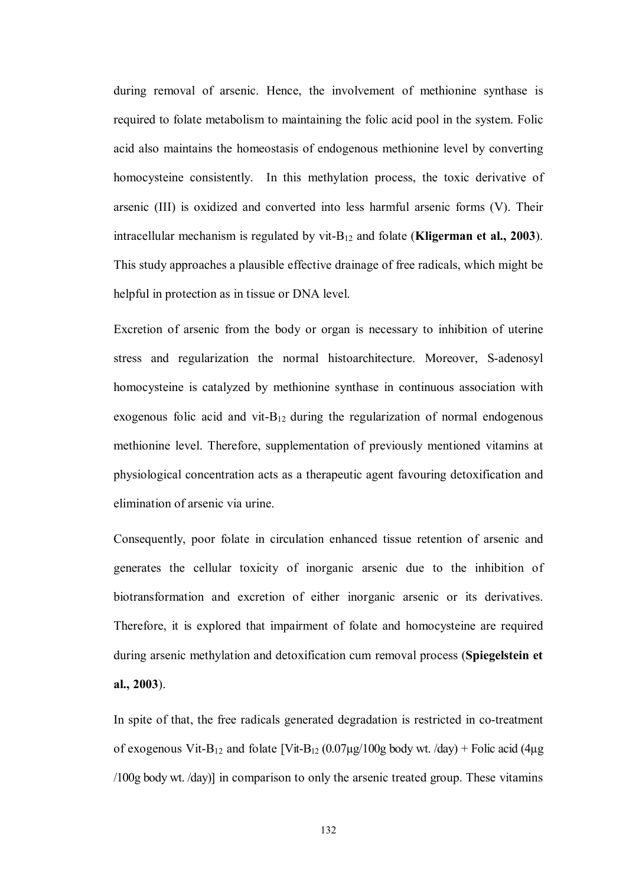during removal of arsenic. Hence, the involvement of methionine synthase is required to folate metabolism to maintaining the folic acid pool in the system. Folic acid also maintains the homeostasis of endogenous methionine level by converting homocysteine consistently. In this methylation process, the toxic derivative of arsenic (III) is oxidized and converted into less harmful arsenic forms (V). Their intracellular mechanism is regulated by vit-$B_{12}$ and folate (**Kligerman et al., 2003**). This study approaches a plausible effective drainage of free radicals, which might be helpful in protection as in tissue or DNA level.

Excretion of arsenic from the body or organ is necessary to inhibition of uterine stress and regularization the normal histoarchitecture. Moreover, S-adenosyl homocysteine is catalyzed by methionine synthase in continuous association with exogenous folic acid and vit-$B_{12}$ during the regularization of normal endogenous methionine level. Therefore, supplementation of previously mentioned vitamins at physiological concentration acts as a therapeutic agent favouring detoxification and elimination of arsenic via urine.

Consequently, poor folate in circulation enhanced tissue retention of arsenic and generates the cellular toxicity of inorganic arsenic due to the inhibition of biotransformation and excretion of either inorganic arsenic or its derivatives. Therefore, it is explored that impairment of folate and homocysteine are required during arsenic methylation and detoxification cum removal process (**Spiegelstein et al., 2003**).

In spite of that, the free radicals generated degradation is restricted in co-treatment of exogenous Vit-$B_{12}$ and folate [Vit-$B_{12}$ (0.07μg/100g body wt. /day) + Folic acid (4μg /100g body wt. /day)] in comparison to only the arsenic treated group. These vitamins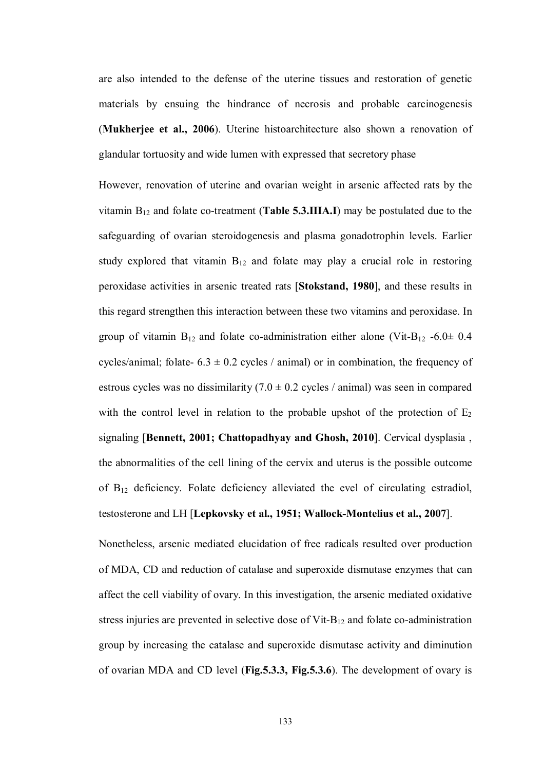are also intended to the defense of the uterine tissues and restoration of genetic materials by ensuing the hindrance of necrosis and probable carcinogenesis (**Mukherjee et al., 2006**). Uterine histoarchitecture also shown a renovation of glandular tortuosity and wide lumen with expressed that secretory phase

However, renovation of uterine and ovarian weight in arsenic affected rats by the vitamin $B_{12}$ and folate co-treatment (**Table 5.3.IIIA.I**) may be postulated due to the safeguarding of ovarian steroidogenesis and plasma gonadotrophin levels. Earlier study explored that vitamin $B_{12}$ and folate may play a crucial role in restoring peroxidase activities in arsenic treated rats [**Stokstand, 1980**], and these results in this regard strengthen this interaction between these two vitamins and peroxidase. In group of vitamin $B_{12}$ and folate co-administration either alone (Vit-$B_{12}$ -6.0$\pm$ 0.4 cycles/animal; folate- 6.3 $\pm$ 0.2 cycles / animal) or in combination, the frequency of estrous cycles was no dissimilarity (7.0 $\pm$ 0.2 cycles / animal) was seen in compared with the control level in relation to the probable upshot of the protection of $E_2$ signaling [**Bennett, 2001; Chattopadhyay and Ghosh, 2010**]. Cervical dysplasia , the abnormalities of the cell lining of the cervix and uterus is the possible outcome of $B_{12}$ deficiency. Folate deficiency alleviated the evel of circulating estradiol, testosterone and LH [**Lepkovsky et al., 1951; Wallock-Montelius et al., 2007**].

Nonetheless, arsenic mediated elucidation of free radicals resulted over production of MDA, CD and reduction of catalase and superoxide dismutase enzymes that can affect the cell viability of ovary. In this investigation, the arsenic mediated oxidative stress injuries are prevented in selective dose of Vit-$B_{12}$ and folate co-administration group by increasing the catalase and superoxide dismutase activity and diminution of ovarian MDA and CD level (**Fig.5.3.3, Fig.5.3.6**). The development of ovary is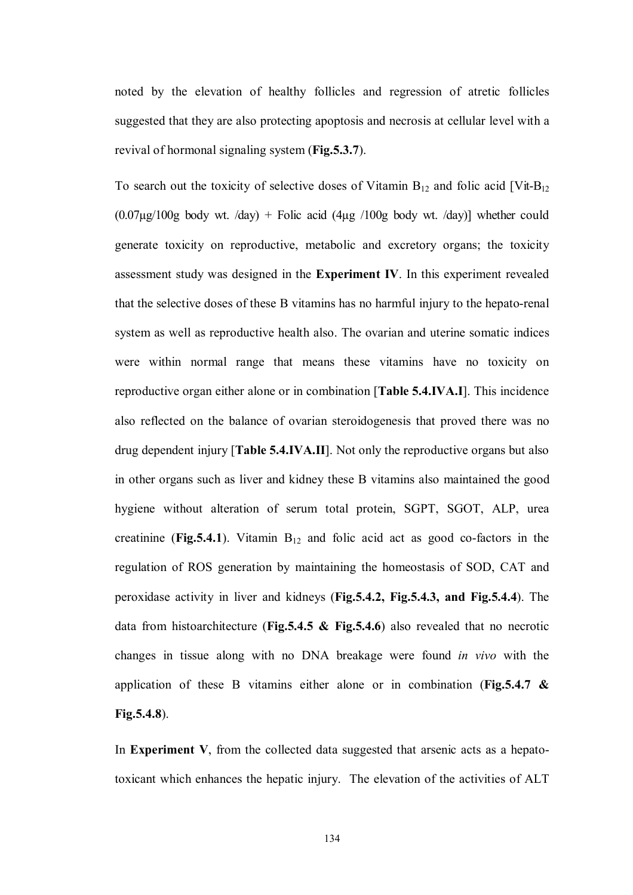noted by the elevation of healthy follicles and regression of atretic follicles suggested that they are also protecting apoptosis and necrosis at cellular level with a revival of hormonal signaling system (**Fig.5.3.7**).

To search out the toxicity of selective doses of Vitamin $B_{12}$ and folic acid [Vit-$B_{12}$ (0.07μg/100g body wt. /day) + Folic acid (4μg /100g body wt. /day)] whether could generate toxicity on reproductive, metabolic and excretory organs; the toxicity assessment study was designed in the **Experiment IV**. In this experiment revealed that the selective doses of these B vitamins has no harmful injury to the hepato-renal system as well as reproductive health also. The ovarian and uterine somatic indices were within normal range that means these vitamins have no toxicity on reproductive organ either alone or in combination [**Table 5.4.IVA.I**]. This incidence also reflected on the balance of ovarian steroidogenesis that proved there was no drug dependent injury [**Table 5.4.IVA.II**]. Not only the reproductive organs but also in other organs such as liver and kidney these B vitamins also maintained the good hygiene without alteration of serum total protein, SGPT, SGOT, ALP, urea creatinine (**Fig.5.4.1**). Vitamin $B_{12}$ and folic acid act as good co-factors in the regulation of ROS generation by maintaining the homeostasis of SOD, CAT and peroxidase activity in liver and kidneys (**Fig.5.4.2, Fig.5.4.3, and Fig.5.4.4**). The data from histoarchitecture (**Fig.5.4.5 & Fig.5.4.6**) also revealed that no necrotic changes in tissue along with no DNA breakage were found *in vivo* with the application of these B vitamins either alone or in combination (**Fig.5.4.7 & Fig.5.4.8**).

In **Experiment V**, from the collected data suggested that arsenic acts as a hepato-toxicant which enhances the hepatic injury. The elevation of the activities of ALT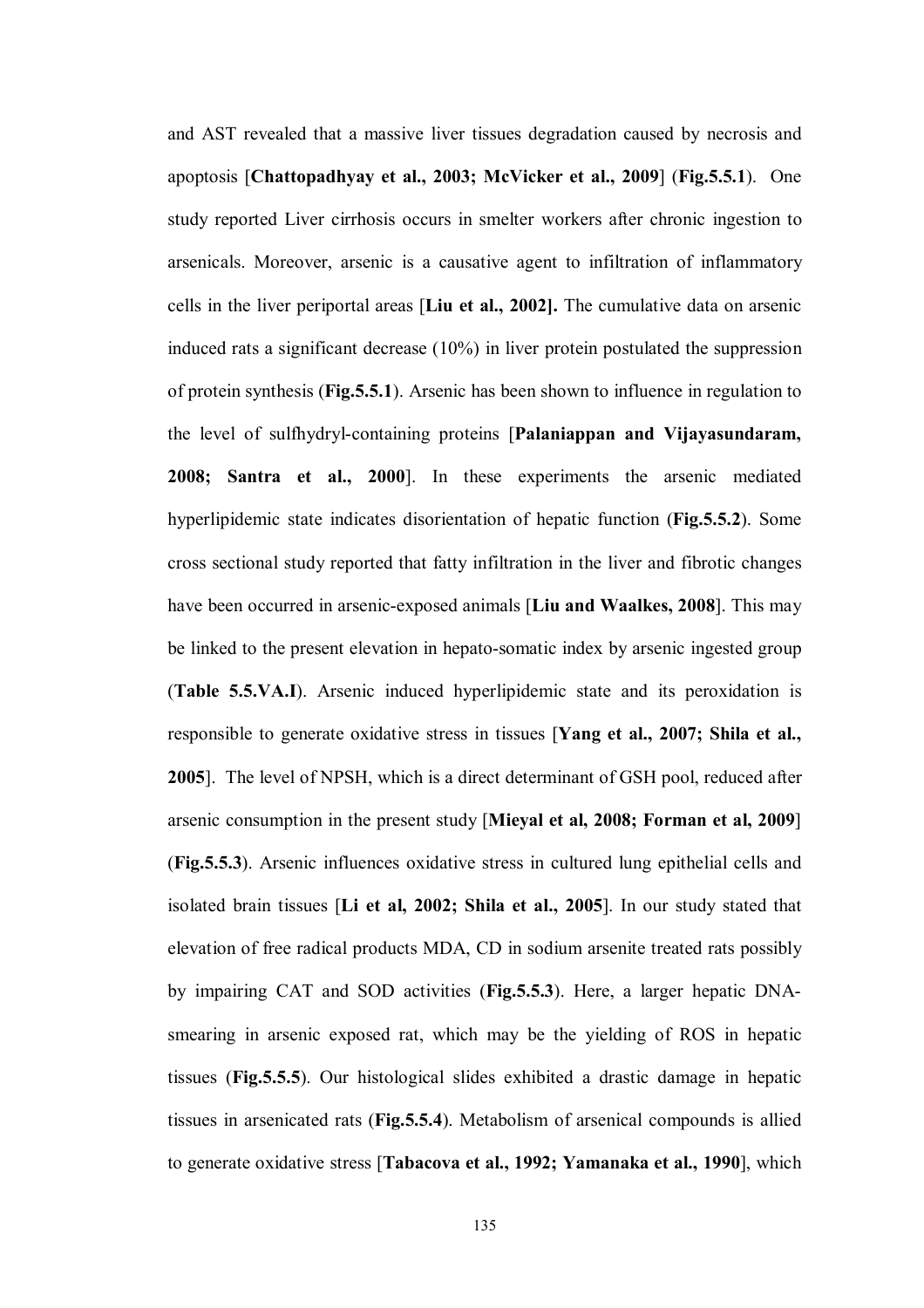and AST revealed that a massive liver tissues degradation caused by necrosis and apoptosis [**Chattopadhyay et al., 2003; McVicker et al., 2009**] (**Fig.5.5.1**). One study reported Liver cirrhosis occurs in smelter workers after chronic ingestion to arsenicals. Moreover, arsenic is a causative agent to infiltration of inflammatory cells in the liver periportal areas [**Liu et al., 2002].** The cumulative data on arsenic induced rats a significant decrease (10%) in liver protein postulated the suppression of protein synthesis (**Fig.5.5.1**). Arsenic has been shown to influence in regulation to the level of sulfhydryl-containing proteins [**Palaniappan and Vijayasundaram, 2008; Santra et al., 2000**]. In these experiments the arsenic mediated hyperlipidemic state indicates disorientation of hepatic function (**Fig.5.5.2**). Some cross sectional study reported that fatty infiltration in the liver and fibrotic changes have been occurred in arsenic-exposed animals [**Liu and Waalkes, 2008**]. This may be linked to the present elevation in hepato-somatic index by arsenic ingested group (**Table 5.5.VA.I**). Arsenic induced hyperlipidemic state and its peroxidation is responsible to generate oxidative stress in tissues [**Yang et al., 2007; Shila et al., 2005**]. The level of NPSH, which is a direct determinant of GSH pool, reduced after arsenic consumption in the present study [**Mieyal et al, 2008; Forman et al, 2009**] (**Fig.5.5.3**). Arsenic influences oxidative stress in cultured lung epithelial cells and isolated brain tissues [**Li et al, 2002; Shila et al., 2005**]. In our study stated that elevation of free radical products MDA, CD in sodium arsenite treated rats possibly by impairing CAT and SOD activities (**Fig.5.5.3**). Here, a larger hepatic DNA-smearing in arsenic exposed rat, which may be the yielding of ROS in hepatic tissues (**Fig.5.5.5**). Our histological slides exhibited a drastic damage in hepatic tissues in arsenicated rats (**Fig.5.5.4**). Metabolism of arsenical compounds is allied to generate oxidative stress [**Tabacova et al., 1992; Yamanaka et al., 1990**], which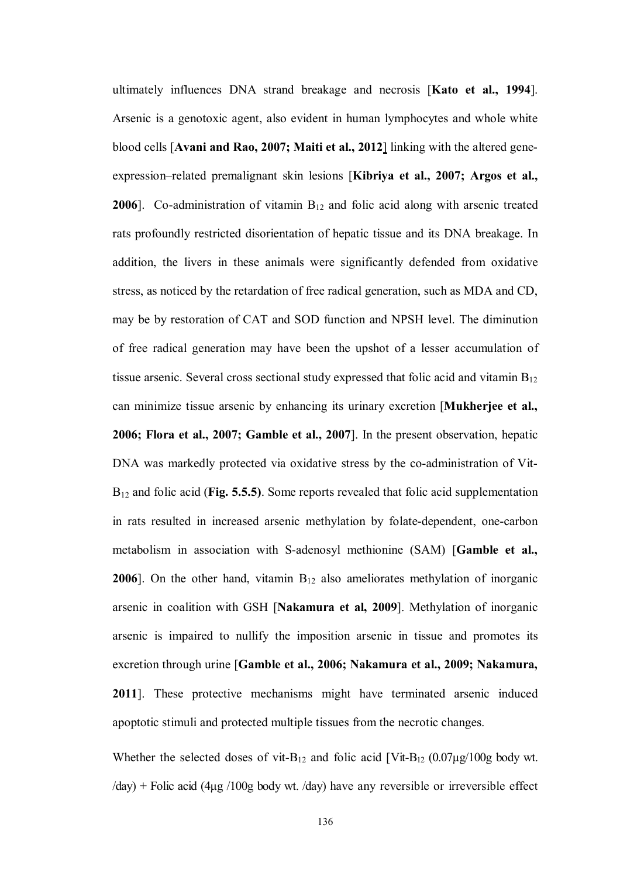ultimately influences DNA strand breakage and necrosis [**Kato et al., 1994**]. Arsenic is a genotoxic agent, also evident in human lymphocytes and whole white blood cells [**Avani and Rao, 2007; Maiti et al., 2012**] linking with the altered gene-expression–related premalignant skin lesions [**Kibriya et al., 2007; Argos et al., 2006**]. Co-administration of vitamin $B_{12}$ and folic acid along with arsenic treated rats profoundly restricted disorientation of hepatic tissue and its DNA breakage. In addition, the livers in these animals were significantly defended from oxidative stress, as noticed by the retardation of free radical generation, such as MDA and CD, may be by restoration of CAT and SOD function and NPSH level. The diminution of free radical generation may have been the upshot of a lesser accumulation of tissue arsenic. Several cross sectional study expressed that folic acid and vitamin $B_{12}$ can minimize tissue arsenic by enhancing its urinary excretion [**Mukherjee et al., 2006; Flora et al., 2007; Gamble et al., 2007**]. In the present observation, hepatic DNA was markedly protected via oxidative stress by the co-administration of Vit-$B_{12}$ and folic acid (**Fig. 5.5.5)**. Some reports revealed that folic acid supplementation in rats resulted in increased arsenic methylation by folate-dependent, one-carbon metabolism in association with S-adenosyl methionine (SAM) [**Gamble et al., 2006**]. On the other hand, vitamin $B_{12}$ also ameliorates methylation of inorganic arsenic in coalition with GSH [**Nakamura et al, 2009**]. Methylation of inorganic arsenic is impaired to nullify the imposition arsenic in tissue and promotes its excretion through urine [**Gamble et al., 2006; Nakamura et al., 2009; Nakamura, 2011**]. These protective mechanisms might have terminated arsenic induced apoptotic stimuli and protected multiple tissues from the necrotic changes.

Whether the selected doses of vit-$B_{12}$ and folic acid [Vit-$B_{12}$ (0.07μg/100g body wt. /day) + Folic acid (4μg /100g body wt. /day) have any reversible or irreversible effect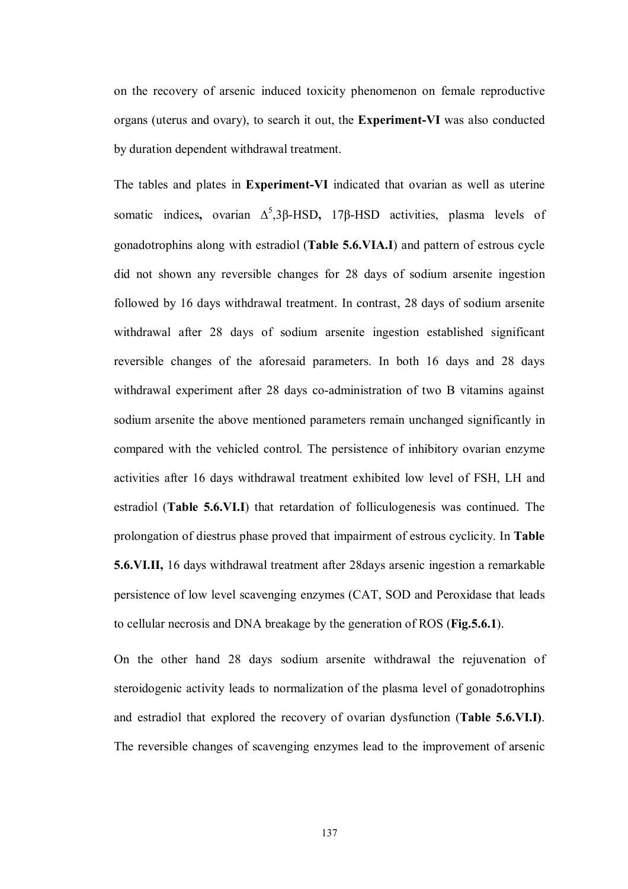on the recovery of arsenic induced toxicity phenomenon on female reproductive organs (uterus and ovary), to search it out, the **Experiment-VI** was also conducted by duration dependent withdrawal treatment.

The tables and plates in **Experiment-VI** indicated that ovarian as well as uterine somatic indices**,** ovarian $\Delta^5$,3β-HSD**,** 17β-HSD activities, plasma levels of gonadotrophins along with estradiol (**Table 5.6.VIA.I**) and pattern of estrous cycle did not shown any reversible changes for 28 days of sodium arsenite ingestion followed by 16 days withdrawal treatment. In contrast, 28 days of sodium arsenite withdrawal after 28 days of sodium arsenite ingestion established significant reversible changes of the aforesaid parameters. In both 16 days and 28 days withdrawal experiment after 28 days co-administration of two B vitamins against sodium arsenite the above mentioned parameters remain unchanged significantly in compared with the vehicled control. The persistence of inhibitory ovarian enzyme activities after 16 days withdrawal treatment exhibited low level of FSH, LH and estradiol (**Table 5.6.VI.I**) that retardation of folliculogenesis was continued. The prolongation of diestrus phase proved that impairment of estrous cyclicity. In **Table 5.6.VI.II,** 16 days withdrawal treatment after 28days arsenic ingestion a remarkable persistence of low level scavenging enzymes (CAT, SOD and Peroxidase that leads to cellular necrosis and DNA breakage by the generation of ROS (**Fig.5.6.1**).

On the other hand 28 days sodium arsenite withdrawal the rejuvenation of steroidogenic activity leads to normalization of the plasma level of gonadotrophins and estradiol that explored the recovery of ovarian dysfunction (**Table 5.6.VI.I)**. The reversible changes of scavenging enzymes lead to the improvement of arsenic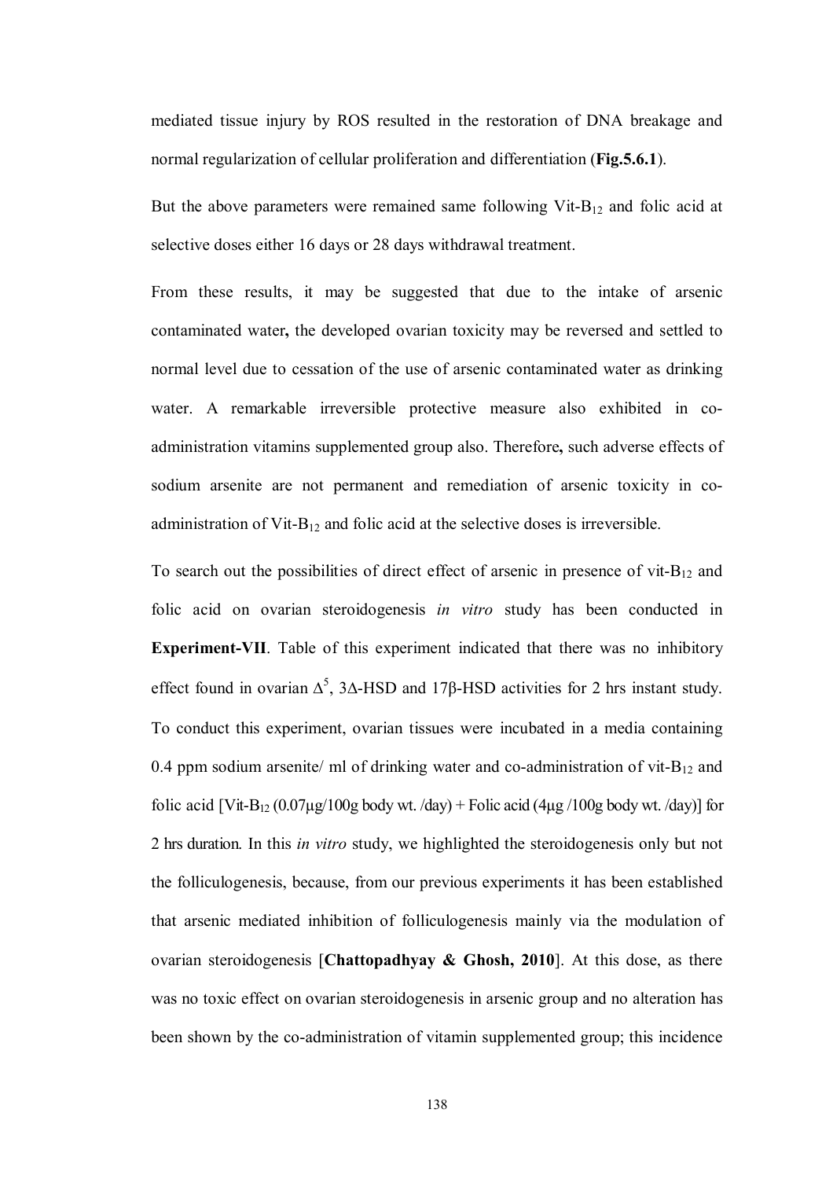mediated tissue injury by ROS resulted in the restoration of DNA breakage and normal regularization of cellular proliferation and differentiation (**Fig.5.6.1**).

But the above parameters were remained same following Vit-$B_{12}$ and folic acid at selective doses either 16 days or 28 days withdrawal treatment.

From these results, it may be suggested that due to the intake of arsenic contaminated water**,** the developed ovarian toxicity may be reversed and settled to normal level due to cessation of the use of arsenic contaminated water as drinking water. A remarkable irreversible protective measure also exhibited in co-administration vitamins supplemented group also. Therefore**,** such adverse effects of sodium arsenite are not permanent and remediation of arsenic toxicity in co-administration of Vit-$B_{12}$ and folic acid at the selective doses is irreversible.

To search out the possibilities of direct effect of arsenic in presence of vit-$B_{12}$ and folic acid on ovarian steroidogenesis *in vitro* study has been conducted in **Experiment-VII**. Table of this experiment indicated that there was no inhibitory effect found in ovarian $\Delta^5$, 3Δ-HSD and 17β-HSD activities for 2 hrs instant study. To conduct this experiment, ovarian tissues were incubated in a media containing 0.4 ppm sodium arsenite/ ml of drinking water and co-administration of vit-$B_{12}$ and folic acid [Vit-$B_{12}$ (0.07μg/100g body wt. /day) + Folic acid (4μg /100g body wt. /day)] for 2 hrs duration. In this *in vitro* study, we highlighted the steroidogenesis only but not the folliculogenesis, because, from our previous experiments it has been established that arsenic mediated inhibition of folliculogenesis mainly via the modulation of ovarian steroidogenesis [**Chattopadhyay & Ghosh, 2010**]. At this dose, as there was no toxic effect on ovarian steroidogenesis in arsenic group and no alteration has been shown by the co-administration of vitamin supplemented group; this incidence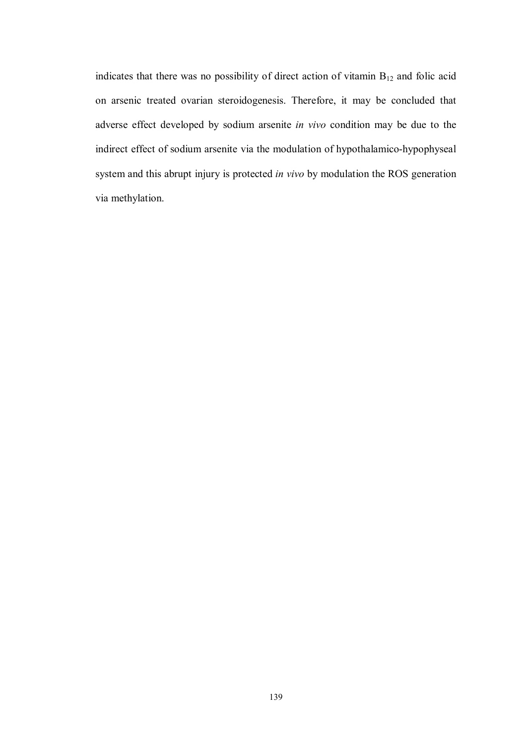indicates that there was no possibility of direct action of vitamin $B_{12}$ and folic acid on arsenic treated ovarian steroidogenesis. Therefore, it may be concluded that adverse effect developed by sodium arsenite *in vivo* condition may be due to the indirect effect of sodium arsenite via the modulation of hypothalamico-hypophyseal system and this abrupt injury is protected *in vivo* by modulation the ROS generation via methylation.